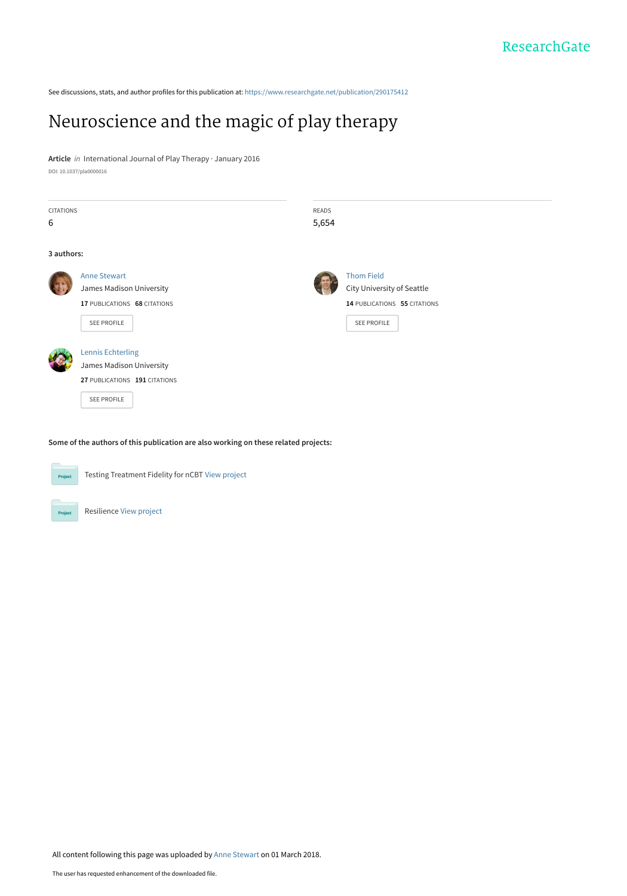ResearchGate

See discussions, stats, and author profiles for this publication at: https://www.researchgate.net/publication/290175412

# Neuroscience and the magic of play therapy

**Article** *in* International Journal of Play Therapy · January 2016

DOI: 10.1037/pla0000016

| CITATIONS | READS |
| --- | --- |
| 6 | 5,654 |

**3 authors:**

**Anne Stewart**
James Madison University
**17** PUBLICATIONS **68** CITATIONS
SEE PROFILE

**Thom Field**
City University of Seattle
**14** PUBLICATIONS **55** CITATIONS
SEE PROFILE

**Lennis Echterling**
James Madison University
**27** PUBLICATIONS **191** CITATIONS
SEE PROFILE

**Some of the authors of this publication are also working on these related projects:**

Project: Testing Treatment Fidelity for nCBT View project

Project: Resilience View project

All content following this page was uploaded by Anne Stewart on 01 March 2018.

The user has requested enhancement of the downloaded file.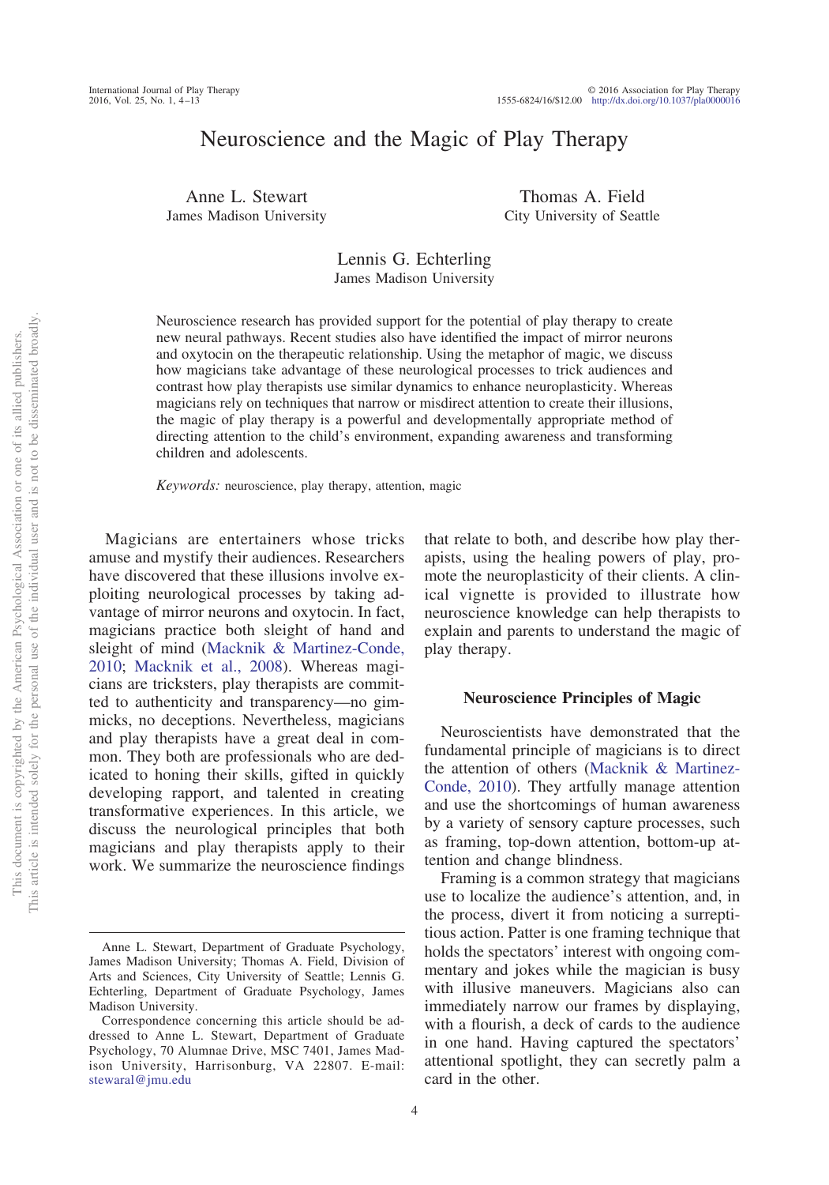# Neuroscience and the Magic of Play Therapy

Anne L. Stewart
James Madison University

Thomas A. Field
City University of Seattle

Lennis G. Echterling
James Madison University

Neuroscience research has provided support for the potential of play therapy to create new neural pathways. Recent studies also have identified the impact of mirror neurons and oxytocin on the therapeutic relationship. Using the metaphor of magic, we discuss how magicians take advantage of these neurological processes to trick audiences and contrast how play therapists use similar dynamics to enhance neuroplasticity. Whereas magicians rely on techniques that narrow or misdirect attention to create their illusions, the magic of play therapy is a powerful and developmentally appropriate method of directing attention to the child's environment, expanding awareness and transforming children and adolescents.

*Keywords:* neuroscience, play therapy, attention, magic

Magicians are entertainers whose tricks amuse and mystify their audiences. Researchers have discovered that these illusions involve exploiting neurological processes by taking advantage of mirror neurons and oxytocin. In fact, magicians practice both sleight of hand and sleight of mind (Macknik & Martinez-Conde, 2010; Macknik et al., 2008). Whereas magicians are tricksters, play therapists are committed to authenticity and transparency—no gimmicks, no deceptions. Nevertheless, magicians and play therapists have a great deal in common. They both are professionals who are dedicated to honing their skills, gifted in quickly developing rapport, and talented in creating transformative experiences. In this article, we discuss the neurological principles that both magicians and play therapists apply to their work. We summarize the neuroscience findings that relate to both, and describe how play therapists, using the healing powers of play, promote the neuroplasticity of their clients. A clinical vignette is provided to illustrate how neuroscience knowledge can help therapists to explain and parents to understand the magic of play therapy.

### Neuroscience Principles of Magic

Neuroscientists have demonstrated that the fundamental principle of magicians is to direct the attention of others (Macknik & Martinez-Conde, 2010). They artfully manage attention and use the shortcomings of human awareness by a variety of sensory capture processes, such as framing, top-down attention, bottom-up attention and change blindness.

Framing is a common strategy that magicians use to localize the audience's attention, and, in the process, divert it from noticing a surreptitious action. Patter is one framing technique that holds the spectators' interest with ongoing commentary and jokes while the magician is busy with illusive maneuvers. Magicians also can immediately narrow our frames by displaying, with a flourish, a deck of cards to the audience in one hand. Having captured the spectators' attentional spotlight, they can secretly palm a card in the other.

---

Anne L. Stewart, Department of Graduate Psychology, James Madison University; Thomas A. Field, Division of Arts and Sciences, City University of Seattle; Lennis G. Echterling, Department of Graduate Psychology, James Madison University.

Correspondence concerning this article should be addressed to Anne L. Stewart, Department of Graduate Psychology, 70 Alumnae Drive, MSC 7401, James Madison University, Harrisonburg, VA 22807. E-mail: stewaral@jmu.edu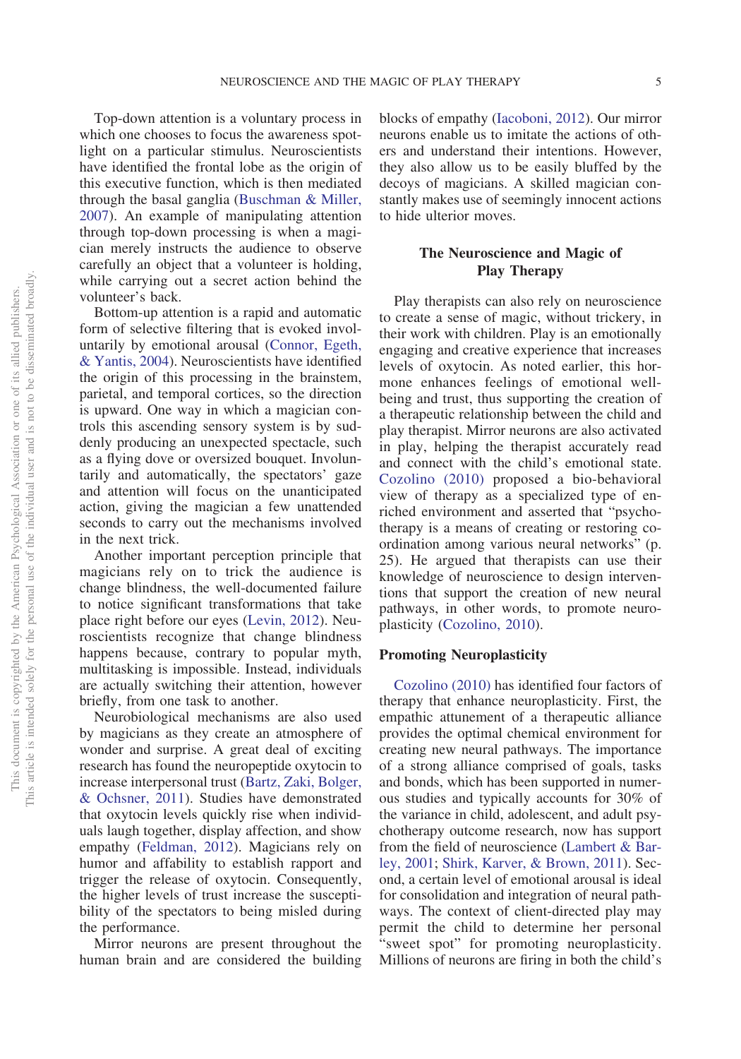Top-down attention is a voluntary process in which one chooses to focus the awareness spotlight on a particular stimulus. Neuroscientists have identified the frontal lobe as the origin of this executive function, which is then mediated through the basal ganglia (Buschman & Miller, 2007). An example of manipulating attention through top-down processing is when a magician merely instructs the audience to observe carefully an object that a volunteer is holding, while carrying out a secret action behind the volunteer's back.

Bottom-up attention is a rapid and automatic form of selective filtering that is evoked involuntarily by emotional arousal (Connor, Egeth, & Yantis, 2004). Neuroscientists have identified the origin of this processing in the brainstem, parietal, and temporal cortices, so the direction is upward. One way in which a magician controls this ascending sensory system is by suddenly producing an unexpected spectacle, such as a flying dove or oversized bouquet. Involuntarily and automatically, the spectators' gaze and attention will focus on the unanticipated action, giving the magician a few unattended seconds to carry out the mechanisms involved in the next trick.

Another important perception principle that magicians rely on to trick the audience is change blindness, the well-documented failure to notice significant transformations that take place right before our eyes (Levin, 2012). Neuroscientists recognize that change blindness happens because, contrary to popular myth, multitasking is impossible. Instead, individuals are actually switching their attention, however briefly, from one task to another.

Neurobiological mechanisms are also used by magicians as they create an atmosphere of wonder and surprise. A great deal of exciting research has found the neuropeptide oxytocin to increase interpersonal trust (Bartz, Zaki, Bolger, & Ochsner, 2011). Studies have demonstrated that oxytocin levels quickly rise when individuals laugh together, display affection, and show empathy (Feldman, 2012). Magicians rely on humor and affability to establish rapport and trigger the release of oxytocin. Consequently, the higher levels of trust increase the susceptibility of the spectators to being misled during the performance.

Mirror neurons are present throughout the human brain and are considered the building blocks of empathy (Iacoboni, 2012). Our mirror neurons enable us to imitate the actions of others and understand their intentions. However, they also allow us to be easily bluffed by the decoys of magicians. A skilled magician constantly makes use of seemingly innocent actions to hide ulterior moves.

## The Neuroscience and Magic of Play Therapy

Play therapists can also rely on neuroscience to create a sense of magic, without trickery, in their work with children. Play is an emotionally engaging and creative experience that increases levels of oxytocin. As noted earlier, this hormone enhances feelings of emotional well-being and trust, thus supporting the creation of a therapeutic relationship between the child and play therapist. Mirror neurons are also activated in play, helping the therapist accurately read and connect with the child's emotional state. Cozolino (2010) proposed a bio-behavioral view of therapy as a specialized type of enriched environment and asserted that "psychotherapy is a means of creating or restoring coordination among various neural networks" (p. 25). He argued that therapists can use their knowledge of neuroscience to design interventions that support the creation of new neural pathways, in other words, to promote neuroplasticity (Cozolino, 2010).

### Promoting Neuroplasticity

Cozolino (2010) has identified four factors of therapy that enhance neuroplasticity. First, the empathic attunement of a therapeutic alliance provides the optimal chemical environment for creating new neural pathways. The importance of a strong alliance comprised of goals, tasks and bonds, which has been supported in numerous studies and typically accounts for 30% of the variance in child, adolescent, and adult psychotherapy outcome research, now has support from the field of neuroscience (Lambert & Barley, 2001; Shirk, Karver, & Brown, 2011). Second, a certain level of emotional arousal is ideal for consolidation and integration of neural pathways. The context of client-directed play may permit the child to determine her personal "sweet spot" for promoting neuroplasticity. Millions of neurons are firing in both the child's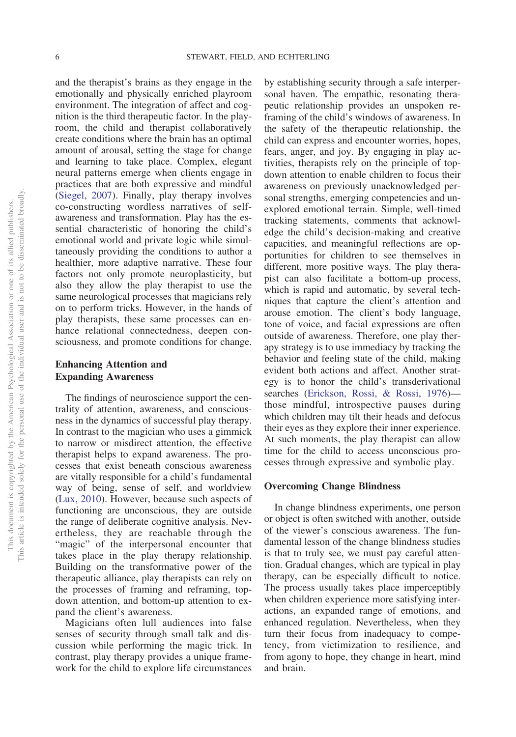and the therapist's brains as they engage in the emotionally and physically enriched playroom environment. The integration of affect and cognition is the third therapeutic factor. In the playroom, the child and therapist collaboratively create conditions where the brain has an optimal amount of arousal, setting the stage for change and learning to take place. Complex, elegant neural patterns emerge when clients engage in practices that are both expressive and mindful (Siegel, 2007). Finally, play therapy involves co-constructing wordless narratives of self-awareness and transformation. Play has the essential characteristic of honoring the child's emotional world and private logic while simultaneously providing the conditions to author a healthier, more adaptive narrative. These four factors not only promote neuroplasticity, but also they allow the play therapist to use the same neurological processes that magicians rely on to perform tricks. However, in the hands of play therapists, these same processes can enhance relational connectedness, deepen consciousness, and promote conditions for change.

## Enhancing Attention and Expanding Awareness

The findings of neuroscience support the centrality of attention, awareness, and consciousness in the dynamics of successful play therapy. In contrast to the magician who uses a gimmick to narrow or misdirect attention, the effective therapist helps to expand awareness. The processes that exist beneath conscious awareness are vitally responsible for a child's fundamental way of being, sense of self, and worldview (Lux, 2010). However, because such aspects of functioning are unconscious, they are outside the range of deliberate cognitive analysis. Nevertheless, they are reachable through the "magic" of the interpersonal encounter that takes place in the play therapy relationship. Building on the transformative power of the therapeutic alliance, play therapists can rely on the processes of framing and reframing, top-down attention, and bottom-up attention to expand the client's awareness.

Magicians often lull audiences into false senses of security through small talk and discussion while performing the magic trick. In contrast, play therapy provides a unique framework for the child to explore life circumstances by establishing security through a safe interpersonal haven. The empathic, resonating therapeutic relationship provides an unspoken reframing of the child's windows of awareness. In the safety of the therapeutic relationship, the child can express and encounter worries, hopes, fears, anger, and joy. By engaging in play activities, therapists rely on the principle of top-down attention to enable children to focus their awareness on previously unacknowledged personal strengths, emerging competencies and unexplored emotional terrain. Simple, well-timed tracking statements, comments that acknowledge the child's decision-making and creative capacities, and meaningful reflections are opportunities for children to see themselves in different, more positive ways. The play therapist can also facilitate a bottom-up process, which is rapid and automatic, by several techniques that capture the client's attention and arouse emotion. The client's body language, tone of voice, and facial expressions are often outside of awareness. Therefore, one play therapy strategy is to use immediacy by tracking the behavior and feeling state of the child, making evident both actions and affect. Another strategy is to honor the child's transderivational searches (Erickson, Rossi, & Rossi, 1976)—those mindful, introspective pauses during which children may tilt their heads and defocus their eyes as they explore their inner experience. At such moments, the play therapist can allow time for the child to access unconscious processes through expressive and symbolic play.

## Overcoming Change Blindness

In change blindness experiments, one person or object is often switched with another, outside of the viewer's conscious awareness. The fundamental lesson of the change blindness studies is that to truly see, we must pay careful attention. Gradual changes, which are typical in play therapy, can be especially difficult to notice. The process usually takes place imperceptibly when children experience more satisfying interactions, an expanded range of emotions, and enhanced regulation. Nevertheless, when they turn their focus from inadequacy to competency, from victimization to resilience, and from agony to hope, they change in heart, mind and brain.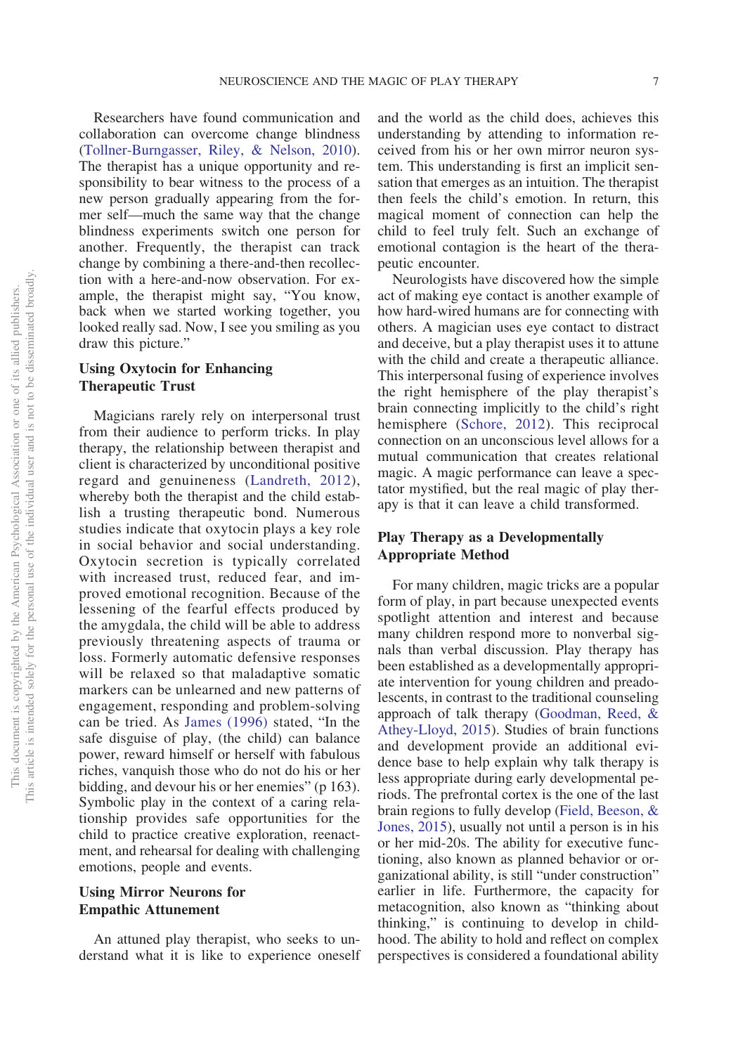Researchers have found communication and collaboration can overcome change blindness (Tollner-Burngasser, Riley, & Nelson, 2010). The therapist has a unique opportunity and responsibility to bear witness to the process of a new person gradually appearing from the former self—much the same way that the change blindness experiments switch one person for another. Frequently, the therapist can track change by combining a there-and-then recollection with a here-and-now observation. For example, the therapist might say, "You know, back when we started working together, you looked really sad. Now, I see you smiling as you draw this picture."

## Using Oxytocin for Enhancing Therapeutic Trust

Magicians rarely rely on interpersonal trust from their audience to perform tricks. In play therapy, the relationship between therapist and client is characterized by unconditional positive regard and genuineness (Landreth, 2012), whereby both the therapist and the child establish a trusting therapeutic bond. Numerous studies indicate that oxytocin plays a key role in social behavior and social understanding. Oxytocin secretion is typically correlated with increased trust, reduced fear, and improved emotional recognition. Because of the lessening of the fearful effects produced by the amygdala, the child will be able to address previously threatening aspects of trauma or loss. Formerly automatic defensive responses will be relaxed so that maladaptive somatic markers can be unlearned and new patterns of engagement, responding and problem-solving can be tried. As James (1996) stated, "In the safe disguise of play, (the child) can balance power, reward himself or herself with fabulous riches, vanquish those who do not do his or her bidding, and devour his or her enemies" (p 163). Symbolic play in the context of a caring relationship provides safe opportunities for the child to practice creative exploration, reenactment, and rehearsal for dealing with challenging emotions, people and events.

## Using Mirror Neurons for Empathic Attunement

An attuned play therapist, who seeks to understand what it is like to experience oneself and the world as the child does, achieves this understanding by attending to information received from his or her own mirror neuron system. This understanding is first an implicit sensation that emerges as an intuition. The therapist then feels the child's emotion. In return, this magical moment of connection can help the child to feel truly felt. Such an exchange of emotional contagion is the heart of the therapeutic encounter.

Neurologists have discovered how the simple act of making eye contact is another example of how hard-wired humans are for connecting with others. A magician uses eye contact to distract and deceive, but a play therapist uses it to attune with the child and create a therapeutic alliance. This interpersonal fusing of experience involves the right hemisphere of the play therapist's brain connecting implicitly to the child's right hemisphere (Schore, 2012). This reciprocal connection on an unconscious level allows for a mutual communication that creates relational magic. A magic performance can leave a spectator mystified, but the real magic of play therapy is that it can leave a child transformed.

## Play Therapy as a Developmentally Appropriate Method

For many children, magic tricks are a popular form of play, in part because unexpected events spotlight attention and interest and because many children respond more to nonverbal signals than verbal discussion. Play therapy has been established as a developmentally appropriate intervention for young children and preadolescents, in contrast to the traditional counseling approach of talk therapy (Goodman, Reed, & Athey-Lloyd, 2015). Studies of brain functions and development provide an additional evidence base to help explain why talk therapy is less appropriate during early developmental periods. The prefrontal cortex is the one of the last brain regions to fully develop (Field, Beeson, & Jones, 2015), usually not until a person is in his or her mid-20s. The ability for executive functioning, also known as planned behavior or organizational ability, is still "under construction" earlier in life. Furthermore, the capacity for metacognition, also known as "thinking about thinking," is continuing to develop in childhood. The ability to hold and reflect on complex perspectives is considered a foundational ability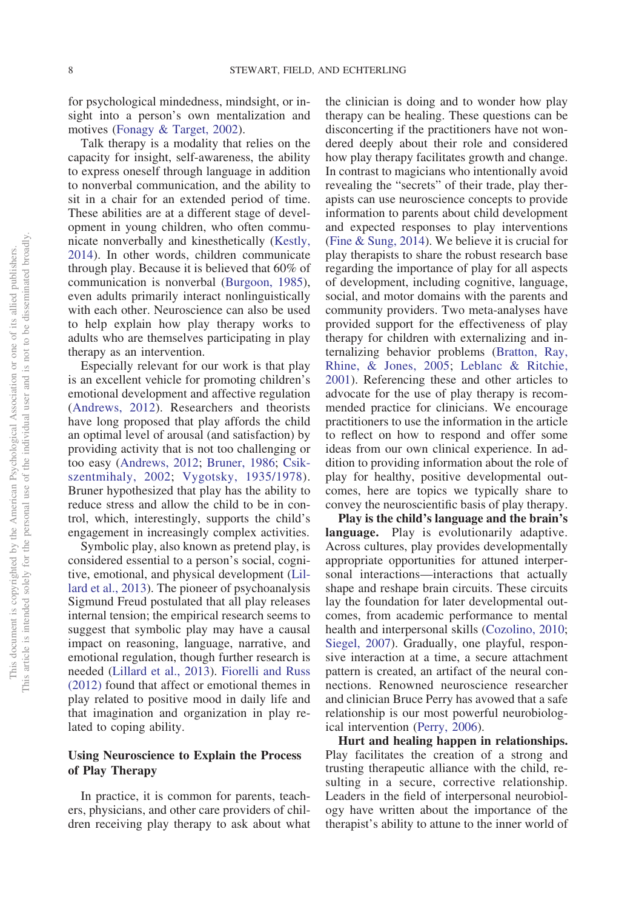for psychological mindedness, mindsight, or insight into a person's own mentalization and motives (Fonagy & Target, 2002).

Talk therapy is a modality that relies on the capacity for insight, self-awareness, the ability to express oneself through language in addition to nonverbal communication, and the ability to sit in a chair for an extended period of time. These abilities are at a different stage of development in young children, who often communicate nonverbally and kinesthetically (Kestly, 2014). In other words, children communicate through play. Because it is believed that 60% of communication is nonverbal (Burgoon, 1985), even adults primarily interact nonlinguistically with each other. Neuroscience can also be used to help explain how play therapy works to adults who are themselves participating in play therapy as an intervention.

Especially relevant for our work is that play is an excellent vehicle for promoting children's emotional development and affective regulation (Andrews, 2012). Researchers and theorists have long proposed that play affords the child an optimal level of arousal (and satisfaction) by providing activity that is not too challenging or too easy (Andrews, 2012; Bruner, 1986; Csikszentmihaly, 2002; Vygotsky, 1935/1978). Bruner hypothesized that play has the ability to reduce stress and allow the child to be in control, which, interestingly, supports the child's engagement in increasingly complex activities.

Symbolic play, also known as pretend play, is considered essential to a person's social, cognitive, emotional, and physical development (Lillard et al., 2013). The pioneer of psychoanalysis Sigmund Freud postulated that all play releases internal tension; the empirical research seems to suggest that symbolic play may have a causal impact on reasoning, language, narrative, and emotional regulation, though further research is needed (Lillard et al., 2013). Fiorelli and Russ (2012) found that affect or emotional themes in play related to positive mood in daily life and that imagination and organization in play related to coping ability.

## Using Neuroscience to Explain the Process of Play Therapy

In practice, it is common for parents, teachers, physicians, and other care providers of children receiving play therapy to ask about what the clinician is doing and to wonder how play therapy can be healing. These questions can be disconcerting if the practitioners have not wondered deeply about their role and considered how play therapy facilitates growth and change. In contrast to magicians who intentionally avoid revealing the "secrets" of their trade, play therapists can use neuroscience concepts to provide information to parents about child development and expected responses to play interventions (Fine & Sung, 2014). We believe it is crucial for play therapists to share the robust research base regarding the importance of play for all aspects of development, including cognitive, language, social, and motor domains with the parents and community providers. Two meta-analyses have provided support for the effectiveness of play therapy for children with externalizing and internalizing behavior problems (Bratton, Ray, Rhine, & Jones, 2005; Leblanc & Ritchie, 2001). Referencing these and other articles to advocate for the use of play therapy is recommended practice for clinicians. We encourage practitioners to use the information in the article to reflect on how to respond and offer some ideas from our own clinical experience. In addition to providing information about the role of play for healthy, positive developmental outcomes, here are topics we typically share to convey the neuroscientific basis of play therapy.

**Play is the child's language and the brain's language.** Play is evolutionarily adaptive. Across cultures, play provides developmentally appropriate opportunities for attuned interpersonal interactions—interactions that actually shape and reshape brain circuits. These circuits lay the foundation for later developmental outcomes, from academic performance to mental health and interpersonal skills (Cozolino, 2010; Siegel, 2007). Gradually, one playful, responsive interaction at a time, a secure attachment pattern is created, an artifact of the neural connections. Renowned neuroscience researcher and clinician Bruce Perry has avowed that a safe relationship is our most powerful neurobiological intervention (Perry, 2006).

**Hurt and healing happen in relationships.** Play facilitates the creation of a strong and trusting therapeutic alliance with the child, resulting in a secure, corrective relationship. Leaders in the field of interpersonal neurobiology have written about the importance of the therapist's ability to attune to the inner world of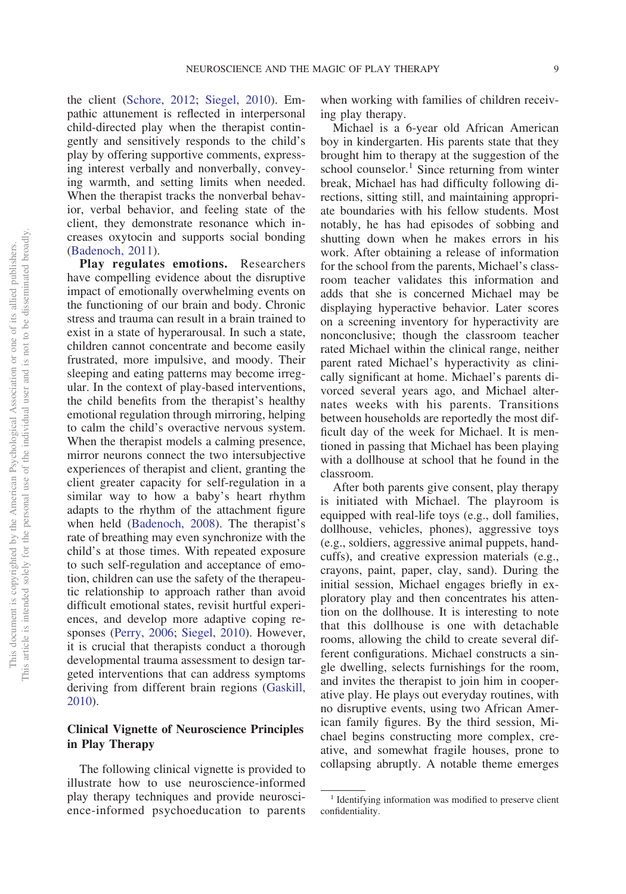the client (Schore, 2012; Siegel, 2010). Empathic attunement is reflected in interpersonal child-directed play when the therapist contingently and sensitively responds to the child's play by offering supportive comments, expressing interest verbally and nonverbally, conveying warmth, and setting limits when needed. When the therapist tracks the nonverbal behavior, verbal behavior, and feeling state of the client, they demonstrate resonance which increases oxytocin and supports social bonding (Badenoch, 2011).

**Play regulates emotions.** Researchers have compelling evidence about the disruptive impact of emotionally overwhelming events on the functioning of our brain and body. Chronic stress and trauma can result in a brain trained to exist in a state of hyperarousal. In such a state, children cannot concentrate and become easily frustrated, more impulsive, and moody. Their sleeping and eating patterns may become irregular. In the context of play-based interventions, the child benefits from the therapist's healthy emotional regulation through mirroring, helping to calm the child's overactive nervous system. When the therapist models a calming presence, mirror neurons connect the two intersubjective experiences of therapist and client, granting the client greater capacity for self-regulation in a similar way to how a baby's heart rhythm adapts to the rhythm of the attachment figure when held (Badenoch, 2008). The therapist's rate of breathing may even synchronize with the child's at those times. With repeated exposure to such self-regulation and acceptance of emotion, children can use the safety of the therapeutic relationship to approach rather than avoid difficult emotional states, revisit hurtful experiences, and develop more adaptive coping responses (Perry, 2006; Siegel, 2010). However, it is crucial that therapists conduct a thorough developmental trauma assessment to design targeted interventions that can address symptoms deriving from different brain regions (Gaskill, 2010).

## Clinical Vignette of Neuroscience Principles in Play Therapy

The following clinical vignette is provided to illustrate how to use neuroscience-informed play therapy techniques and provide neuroscience-informed psychoeducation to parents when working with families of children receiving play therapy.

Michael is a 6-year old African American boy in kindergarten. His parents state that they brought him to therapy at the suggestion of the school counselor.[1] Since returning from winter break, Michael has had difficulty following directions, sitting still, and maintaining appropriate boundaries with his fellow students. Most notably, he has had episodes of sobbing and shutting down when he makes errors in his work. After obtaining a release of information for the school from the parents, Michael's classroom teacher validates this information and adds that she is concerned Michael may be displaying hyperactive behavior. Later scores on a screening inventory for hyperactivity are nonconclusive; though the classroom teacher rated Michael within the clinical range, neither parent rated Michael's hyperactivity as clinically significant at home. Michael's parents divorced several years ago, and Michael alternates weeks with his parents. Transitions between households are reportedly the most difficult day of the week for Michael. It is mentioned in passing that Michael has been playing with a dollhouse at school that he found in the classroom.

After both parents give consent, play therapy is initiated with Michael. The playroom is equipped with real-life toys (e.g., doll families, dollhouse, vehicles, phones), aggressive toys (e.g., soldiers, aggressive animal puppets, handcuffs), and creative expression materials (e.g., crayons, paint, paper, clay, sand). During the initial session, Michael engages briefly in exploratory play and then concentrates his attention on the dollhouse. It is interesting to note that this dollhouse is one with detachable rooms, allowing the child to create several different configurations. Michael constructs a single dwelling, selects furnishings for the room, and invites the therapist to join him in cooperative play. He plays out everyday routines, with no disruptive events, using two African American family figures. By the third session, Michael begins constructing more complex, creative, and somewhat fragile houses, prone to collapsing abruptly. A notable theme emerges

[1] Identifying information was modified to preserve client confidentiality.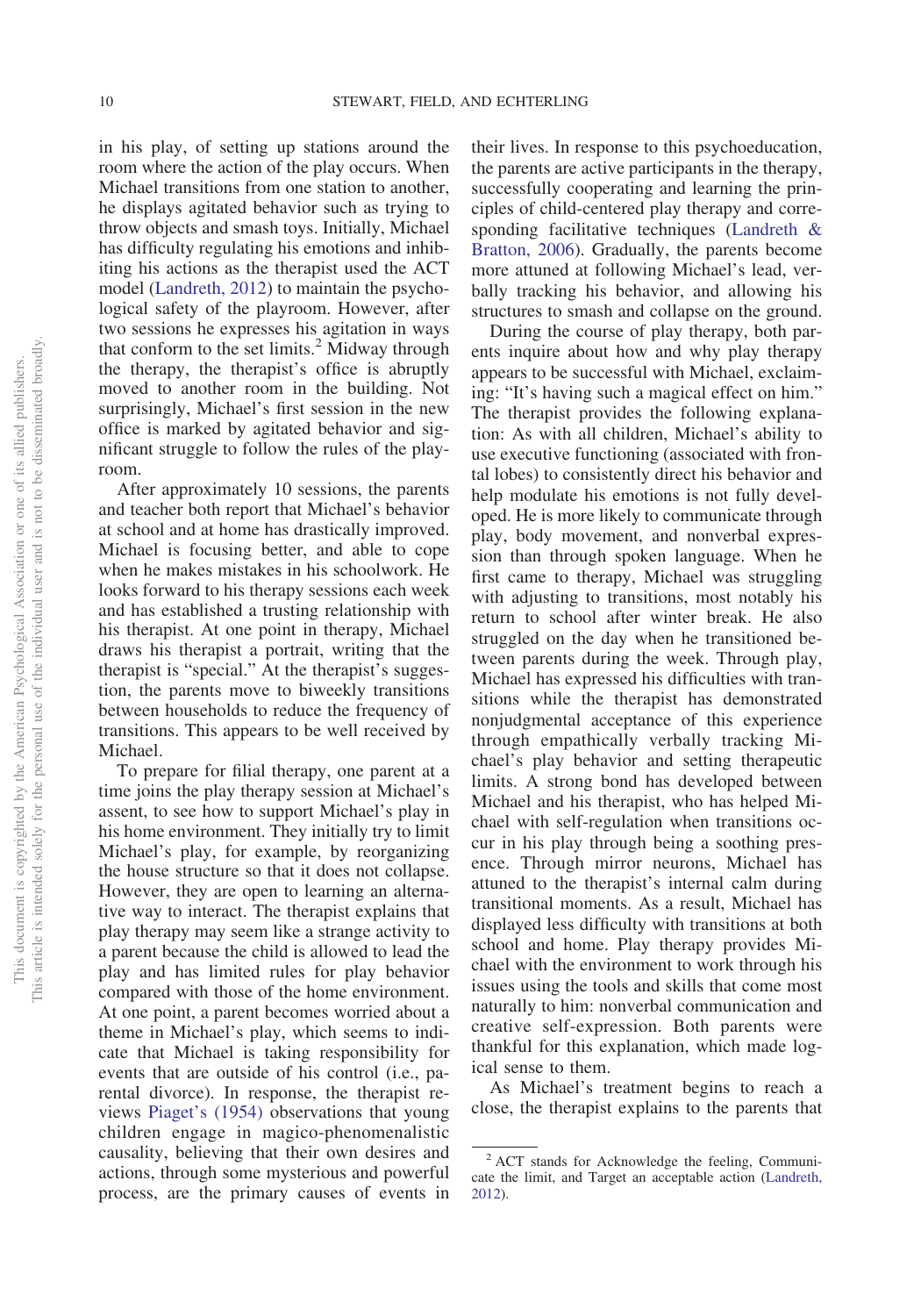in his play, of setting up stations around the room where the action of the play occurs. When Michael transitions from one station to another, he displays agitated behavior such as trying to throw objects and smash toys. Initially, Michael has difficulty regulating his emotions and inhibiting his actions as the therapist used the ACT model (Landreth, 2012) to maintain the psychological safety of the playroom. However, after two sessions he expresses his agitation in ways that conform to the set limits.[2] Midway through the therapy, the therapist's office is abruptly moved to another room in the building. Not surprisingly, Michael's first session in the new office is marked by agitated behavior and significant struggle to follow the rules of the playroom.

After approximately 10 sessions, the parents and teacher both report that Michael's behavior at school and at home has drastically improved. Michael is focusing better, and able to cope when he makes mistakes in his schoolwork. He looks forward to his therapy sessions each week and has established a trusting relationship with his therapist. At one point in therapy, Michael draws his therapist a portrait, writing that the therapist is "special." At the therapist's suggestion, the parents move to biweekly transitions between households to reduce the frequency of transitions. This appears to be well received by Michael.

To prepare for filial therapy, one parent at a time joins the play therapy session at Michael's assent, to see how to support Michael's play in his home environment. They initially try to limit Michael's play, for example, by reorganizing the house structure so that it does not collapse. However, they are open to learning an alternative way to interact. The therapist explains that play therapy may seem like a strange activity to a parent because the child is allowed to lead the play and has limited rules for play behavior compared with those of the home environment. At one point, a parent becomes worried about a theme in Michael's play, which seems to indicate that Michael is taking responsibility for events that are outside of his control (i.e., parental divorce). In response, the therapist reviews Piaget's (1954) observations that young children engage in magico-phenomenalistic causality, believing that their own desires and actions, through some mysterious and powerful process, are the primary causes of events in their lives. In response to this psychoeducation, the parents are active participants in the therapy, successfully cooperating and learning the principles of child-centered play therapy and corresponding facilitative techniques (Landreth & Bratton, 2006). Gradually, the parents become more attuned at following Michael's lead, verbally tracking his behavior, and allowing his structures to smash and collapse on the ground.

During the course of play therapy, both parents inquire about how and why play therapy appears to be successful with Michael, exclaiming: "It's having such a magical effect on him." The therapist provides the following explanation: As with all children, Michael's ability to use executive functioning (associated with frontal lobes) to consistently direct his behavior and help modulate his emotions is not fully developed. He is more likely to communicate through play, body movement, and nonverbal expression than through spoken language. When he first came to therapy, Michael was struggling with adjusting to transitions, most notably his return to school after winter break. He also struggled on the day when he transitioned between parents during the week. Through play, Michael has expressed his difficulties with transitions while the therapist has demonstrated nonjudgmental acceptance of this experience through empathically verbally tracking Michael's play behavior and setting therapeutic limits. A strong bond has developed between Michael and his therapist, who has helped Michael with self-regulation when transitions occur in his play through being a soothing presence. Through mirror neurons, Michael has attuned to the therapist's internal calm during transitional moments. As a result, Michael has displayed less difficulty with transitions at both school and home. Play therapy provides Michael with the environment to work through his issues using the tools and skills that come most naturally to him: nonverbal communication and creative self-expression. Both parents were thankful for this explanation, which made logical sense to them.

As Michael's treatment begins to reach a close, the therapist explains to the parents that

[2] ACT stands for Acknowledge the feeling, Communicate the limit, and Target an acceptable action (Landreth, 2012).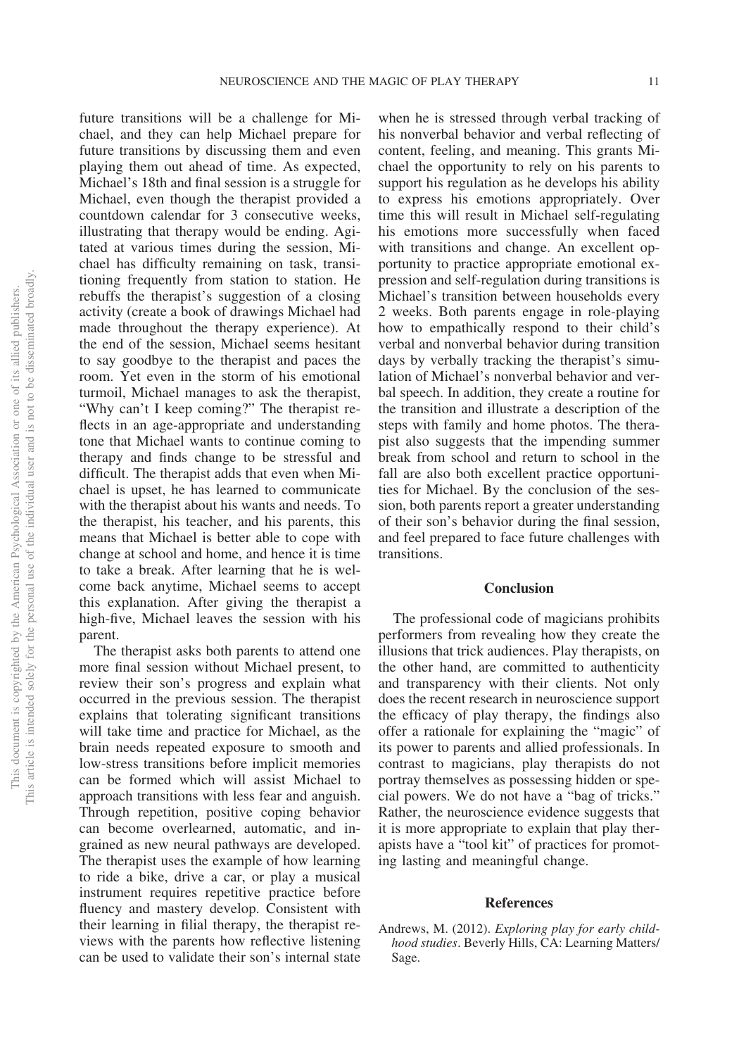future transitions will be a challenge for Michael, and they can help Michael prepare for future transitions by discussing them and even playing them out ahead of time. As expected, Michael's 18th and final session is a struggle for Michael, even though the therapist provided a countdown calendar for 3 consecutive weeks, illustrating that therapy would be ending. Agitated at various times during the session, Michael has difficulty remaining on task, transitioning frequently from station to station. He rebuffs the therapist's suggestion of a closing activity (create a book of drawings Michael had made throughout the therapy experience). At the end of the session, Michael seems hesitant to say goodbye to the therapist and paces the room. Yet even in the storm of his emotional turmoil, Michael manages to ask the therapist, "Why can't I keep coming?" The therapist reflects in an age-appropriate and understanding tone that Michael wants to continue coming to therapy and finds change to be stressful and difficult. The therapist adds that even when Michael is upset, he has learned to communicate with the therapist about his wants and needs. To the therapist, his teacher, and his parents, this means that Michael is better able to cope with change at school and home, and hence it is time to take a break. After learning that he is welcome back anytime, Michael seems to accept this explanation. After giving the therapist a high-five, Michael leaves the session with his parent.

The therapist asks both parents to attend one more final session without Michael present, to review their son's progress and explain what occurred in the previous session. The therapist explains that tolerating significant transitions will take time and practice for Michael, as the brain needs repeated exposure to smooth and low-stress transitions before implicit memories can be formed which will assist Michael to approach transitions with less fear and anguish. Through repetition, positive coping behavior can become overlearned, automatic, and ingrained as new neural pathways are developed. The therapist uses the example of how learning to ride a bike, drive a car, or play a musical instrument requires repetitive practice before fluency and mastery develop. Consistent with their learning in filial therapy, the therapist reviews with the parents how reflective listening can be used to validate their son's internal state when he is stressed through verbal tracking of his nonverbal behavior and verbal reflecting of content, feeling, and meaning. This grants Michael the opportunity to rely on his parents to support his regulation as he develops his ability to express his emotions appropriately. Over time this will result in Michael self-regulating his emotions more successfully when faced with transitions and change. An excellent opportunity to practice appropriate emotional expression and self-regulation during transitions is Michael's transition between households every 2 weeks. Both parents engage in role-playing how to empathically respond to their child's verbal and nonverbal behavior during transition days by verbally tracking the therapist's simulation of Michael's nonverbal behavior and verbal speech. In addition, they create a routine for the transition and illustrate a description of the steps with family and home photos. The therapist also suggests that the impending summer break from school and return to school in the fall are also both excellent practice opportunities for Michael. By the conclusion of the session, both parents report a greater understanding of their son's behavior during the final session, and feel prepared to face future challenges with transitions.

## Conclusion

The professional code of magicians prohibits performers from revealing how they create the illusions that trick audiences. Play therapists, on the other hand, are committed to authenticity and transparency with their clients. Not only does the recent research in neuroscience support the efficacy of play therapy, the findings also offer a rationale for explaining the "magic" of its power to parents and allied professionals. In contrast to magicians, play therapists do not portray themselves as possessing hidden or special powers. We do not have a "bag of tricks." Rather, the neuroscience evidence suggests that it is more appropriate to explain that play therapists have a "tool kit" of practices for promoting lasting and meaningful change.

## References

Andrews, M. (2012). *Exploring play for early childhood studies*. Beverly Hills, CA: Learning Matters/Sage.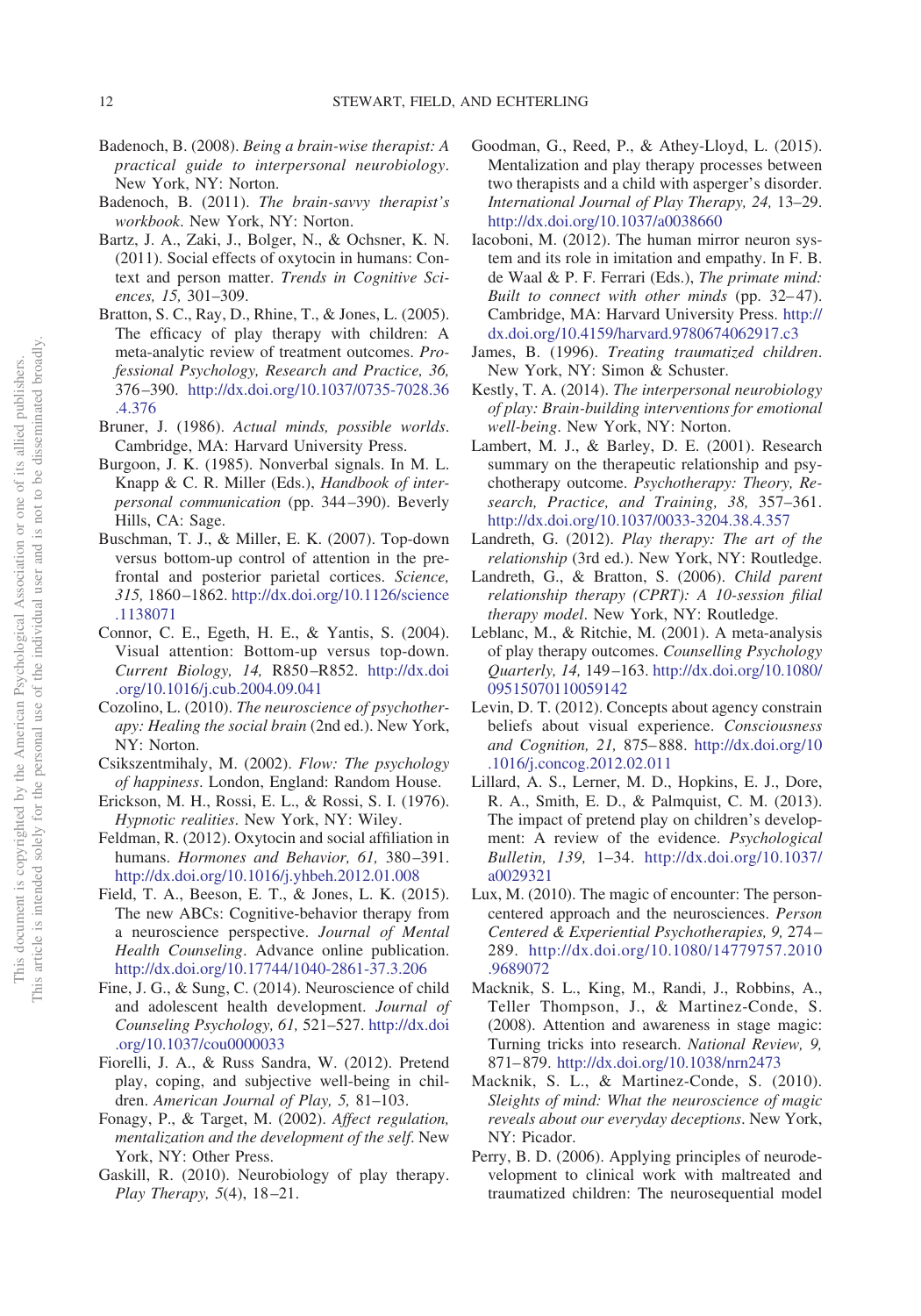Badenoch, B. (2008). *Being a brain-wise therapist: A practical guide to interpersonal neurobiology*. New York, NY: Norton.

Badenoch, B. (2011). *The brain-savvy therapist's workbook*. New York, NY: Norton.

Bartz, J. A., Zaki, J., Bolger, N., & Ochsner, K. N. (2011). Social effects of oxytocin in humans: Context and person matter. *Trends in Cognitive Sciences, 15,* 301–309.

Bratton, S. C., Ray, D., Rhine, T., & Jones, L. (2005). The efficacy of play therapy with children: A meta-analytic review of treatment outcomes. *Professional Psychology, Research and Practice, 36,* 376–390. http://dx.doi.org/10.1037/0735-7028.36.4.376

Bruner, J. (1986). *Actual minds, possible worlds*. Cambridge, MA: Harvard University Press.

Burgoon, J. K. (1985). Nonverbal signals. In M. L. Knapp & C. R. Miller (Eds.), *Handbook of interpersonal communication* (pp. 344–390). Beverly Hills, CA: Sage.

Buschman, T. J., & Miller, E. K. (2007). Top-down versus bottom-up control of attention in the prefrontal and posterior parietal cortices. *Science, 315,* 1860–1862. http://dx.doi.org/10.1126/science.1138071

Connor, C. E., Egeth, H. E., & Yantis, S. (2004). Visual attention: Bottom-up versus top-down. *Current Biology, 14,* R850–R852. http://dx.doi.org/10.1016/j.cub.2004.09.041

Cozolino, L. (2010). *The neuroscience of psychotherapy: Healing the social brain* (2nd ed.). New York, NY: Norton.

Csikszentmihaly, M. (2002). *Flow: The psychology of happiness*. London, England: Random House.

Erickson, M. H., Rossi, E. L., & Rossi, S. I. (1976). *Hypnotic realities*. New York, NY: Wiley.

Feldman, R. (2012). Oxytocin and social affiliation in humans. *Hormones and Behavior, 61,* 380–391. http://dx.doi.org/10.1016/j.yhbeh.2012.01.008

Field, T. A., Beeson, E. T., & Jones, L. K. (2015). The new ABCs: Cognitive-behavior therapy from a neuroscience perspective. *Journal of Mental Health Counseling*. Advance online publication. http://dx.doi.org/10.17744/1040-2861-37.3.206

Fine, J. G., & Sung, C. (2014). Neuroscience of child and adolescent health development. *Journal of Counseling Psychology, 61,* 521–527. http://dx.doi.org/10.1037/cou0000033

Fiorelli, J. A., & Russ Sandra, W. (2012). Pretend play, coping, and subjective well-being in children. *American Journal of Play, 5,* 81–103.

Fonagy, P., & Target, M. (2002). *Affect regulation, mentalization and the development of the self*. New York, NY: Other Press.

Gaskill, R. (2010). Neurobiology of play therapy. *Play Therapy, 5*(4), 18–21.

Goodman, G., Reed, P., & Athey-Lloyd, L. (2015). Mentalization and play therapy processes between two therapists and a child with asperger's disorder. *International Journal of Play Therapy, 24,* 13–29. http://dx.doi.org/10.1037/a0038660

Iacoboni, M. (2012). The human mirror neuron system and its role in imitation and empathy. In F. B. de Waal & P. F. Ferrari (Eds.), *The primate mind: Built to connect with other minds* (pp. 32–47). Cambridge, MA: Harvard University Press. http://dx.doi.org/10.4159/harvard.9780674062917.c3

James, B. (1996). *Treating traumatized children*. New York, NY: Simon & Schuster.

Kestly, T. A. (2014). *The interpersonal neurobiology of play: Brain-building interventions for emotional well-being*. New York, NY: Norton.

Lambert, M. J., & Barley, D. E. (2001). Research summary on the therapeutic relationship and psychotherapy outcome. *Psychotherapy: Theory, Research, Practice, and Training, 38,* 357–361. http://dx.doi.org/10.1037/0033-3204.38.4.357

Landreth, G. (2012). *Play therapy: The art of the relationship* (3rd ed.). New York, NY: Routledge.

Landreth, G., & Bratton, S. (2006). *Child parent relationship therapy (CPRT): A 10-session filial therapy model*. New York, NY: Routledge.

Leblanc, M., & Ritchie, M. (2001). A meta-analysis of play therapy outcomes. *Counselling Psychology Quarterly, 14,* 149–163. http://dx.doi.org/10.1080/09515070110059142

Levin, D. T. (2012). Concepts about agency constrain beliefs about visual experience. *Consciousness and Cognition, 21,* 875–888. http://dx.doi.org/10.1016/j.concog.2012.02.011

Lillard, A. S., Lerner, M. D., Hopkins, E. J., Dore, R. A., Smith, E. D., & Palmquist, C. M. (2013). The impact of pretend play on children's development: A review of the evidence. *Psychological Bulletin, 139,* 1–34. http://dx.doi.org/10.1037/a0029321

Lux, M. (2010). The magic of encounter: The person-centered approach and the neurosciences. *Person Centered & Experiential Psychotherapies, 9,* 274–289. http://dx.doi.org/10.1080/14779757.2010.9689072

Macknik, S. L., King, M., Randi, J., Robbins, A., Teller Thompson, J., & Martinez-Conde, S. (2008). Attention and awareness in stage magic: Turning tricks into research. *National Review, 9,* 871–879. http://dx.doi.org/10.1038/nrn2473

Macknik, S. L., & Martinez-Conde, S. (2010). *Sleights of mind: What the neuroscience of magic reveals about our everyday deceptions*. New York, NY: Picador.

Perry, B. D. (2006). Applying principles of neurodevelopment to clinical work with maltreated and traumatized children: The neurosequential model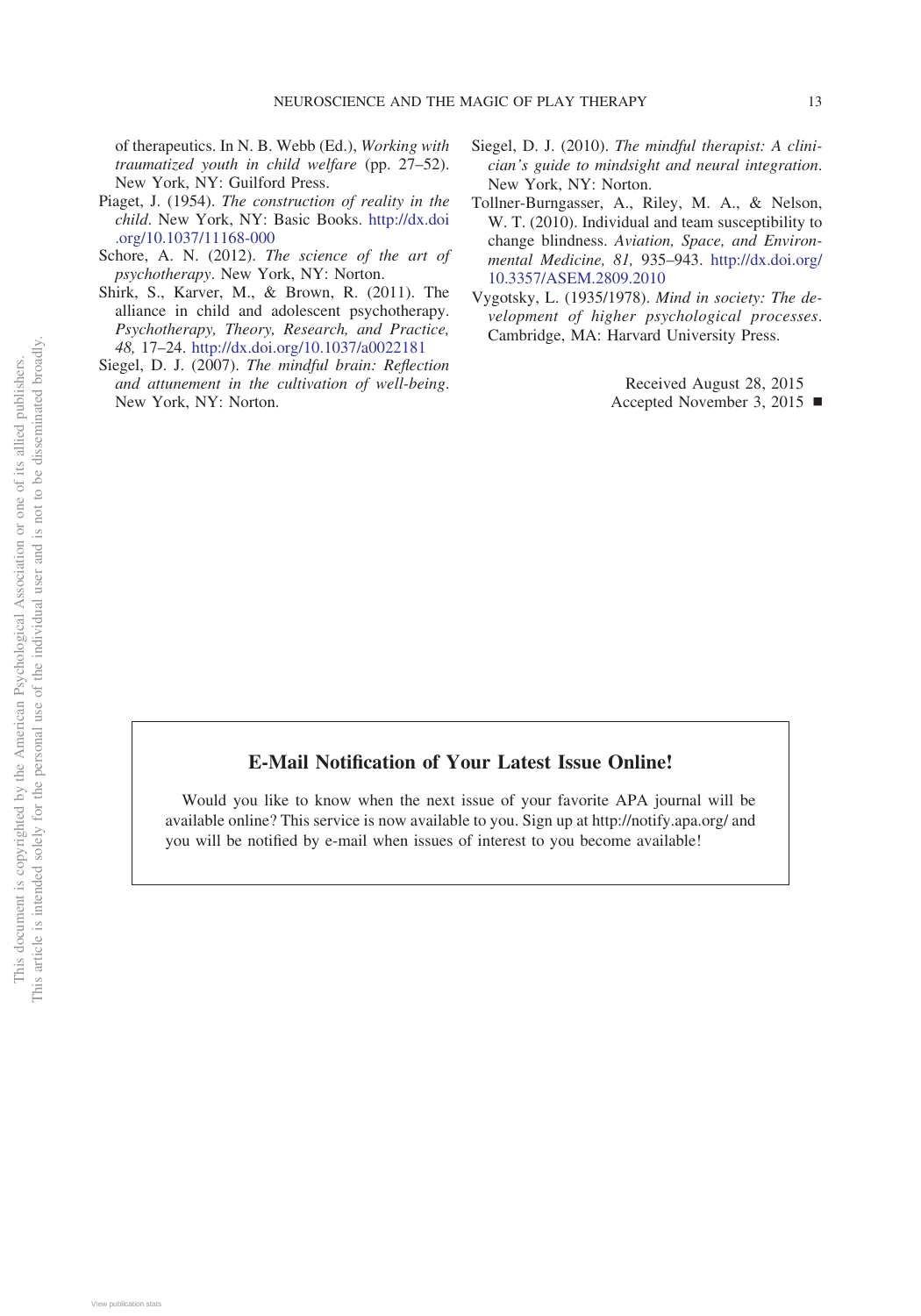of therapeutics. In N. B. Webb (Ed.), *Working with traumatized youth in child welfare* (pp. 27–52). New York, NY: Guilford Press.

Piaget, J. (1954). *The construction of reality in the child*. New York, NY: Basic Books. http://dx.doi.org/10.1037/11168-000

Schore, A. N. (2012). *The science of the art of psychotherapy*. New York, NY: Norton.

Shirk, S., Karver, M., & Brown, R. (2011). The alliance in child and adolescent psychotherapy. *Psychotherapy, Theory, Research, and Practice, 48,* 17–24. http://dx.doi.org/10.1037/a0022181

Siegel, D. J. (2007). *The mindful brain: Reflection and attunement in the cultivation of well-being*. New York, NY: Norton.

Siegel, D. J. (2010). *The mindful therapist: A clinician's guide to mindsight and neural integration*. New York, NY: Norton.

Tollner-Burngasser, A., Riley, M. A., & Nelson, W. T. (2010). Individual and team susceptibility to change blindness. *Aviation, Space, and Environmental Medicine, 81,* 935–943. http://dx.doi.org/10.3357/ASEM.2809.2010

Vygotsky, L. (1935/1978). *Mind in society: The development of higher psychological processes*. Cambridge, MA: Harvard University Press.

Received August 28, 2015
Accepted November 3, 2015 ■

## E-Mail Notification of Your Latest Issue Online!

Would you like to know when the next issue of your favorite APA journal will be available online? This service is now available to you. Sign up at http://notify.apa.org/ and you will be notified by e-mail when issues of interest to you become available!